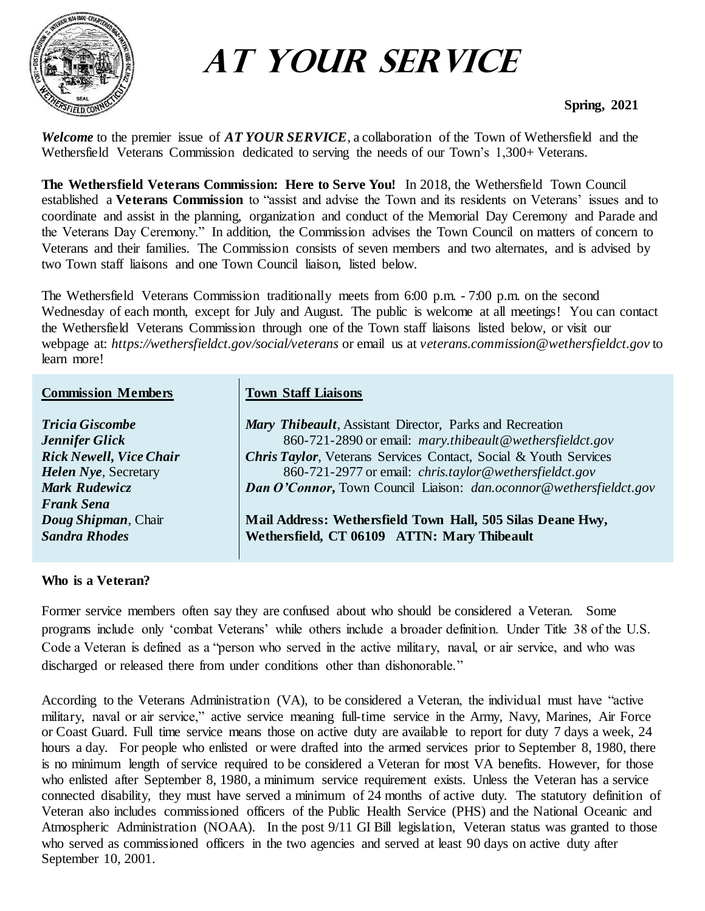# AT YOUR SERVICE

**Spring, 2021**

***Welcome*** to the premier issue of ***AT YOUR SERVICE***, a collaboration of the Town of Wethersfield and the Wethersfield Veterans Commission dedicated to serving the needs of our Town's 1,300+ Veterans.

**The Wethersfield Veterans Commission: Here to Serve You!** In 2018, the Wethersfield Town Council established a **Veterans Commission** to "assist and advise the Town and its residents on Veterans' issues and to coordinate and assist in the planning, organization and conduct of the Memorial Day Ceremony and Parade and the Veterans Day Ceremony." In addition, the Commission advises the Town Council on matters of concern to Veterans and their families. The Commission consists of seven members and two alternates, and is advised by two Town staff liaisons and one Town Council liaison, listed below.

The Wethersfield Veterans Commission traditionally meets from 6:00 p.m. - 7:00 p.m. on the second Wednesday of each month, except for July and August. The public is welcome at all meetings! You can contact the Wethersfield Veterans Commission through one of the Town staff liaisons listed below, or visit our webpage at: *https://wethersfieldct.gov/social/veterans* or email us at *veterans.commission@wethersfieldct.gov* to learn more!

**Commission Members**

***Tricia Giscombe***
***Jennifer Glick***
***Rick Newell, Vice Chair***
***Helen Nye***, Secretary
***Mark Rudewicz***
***Frank Sena***
***Doug Shipman***, Chair
***Sandra Rhodes***

**Town Staff Liaisons**

***Mary Thibeault***, Assistant Director, Parks and Recreation
860-721-2890 or email: *mary.thibeault@wethersfieldct.gov*
***Chris Taylor***, Veterans Services Contact, Social & Youth Services
860-721-2977 or email: *chris.taylor@wethersfieldct.gov*
***Dan O'Connor,*** Town Council Liaison: *dan.oconnor@wethersfieldct.gov*

**Mail Address: Wethersfield Town Hall, 505 Silas Deane Hwy, Wethersfield, CT 06109 ATTN: Mary Thibeault**

**Who is a Veteran?**

Former service members often say they are confused about who should be considered a Veteran. Some programs include only 'combat Veterans' while others include a broader definition. Under Title 38 of the U.S. Code a Veteran is defined as a "person who served in the active military, naval, or air service, and who was discharged or released there from under conditions other than dishonorable."

According to the Veterans Administration (VA), to be considered a Veteran, the individual must have "active military, naval or air service," active service meaning full-time service in the Army, Navy, Marines, Air Force or Coast Guard. Full time service means those on active duty are available to report for duty 7 days a week, 24 hours a day. For people who enlisted or were drafted into the armed services prior to September 8, 1980, there is no minimum length of service required to be considered a Veteran for most VA benefits. However, for those who enlisted after September 8, 1980, a minimum service requirement exists. Unless the Veteran has a service connected disability, they must have served a minimum of 24 months of active duty. The statutory definition of Veteran also includes commissioned officers of the Public Health Service (PHS) and the National Oceanic and Atmospheric Administration (NOAA). In the post 9/11 GI Bill legislation, Veteran status was granted to those who served as commissioned officers in the two agencies and served at least 90 days on active duty after September 10, 2001.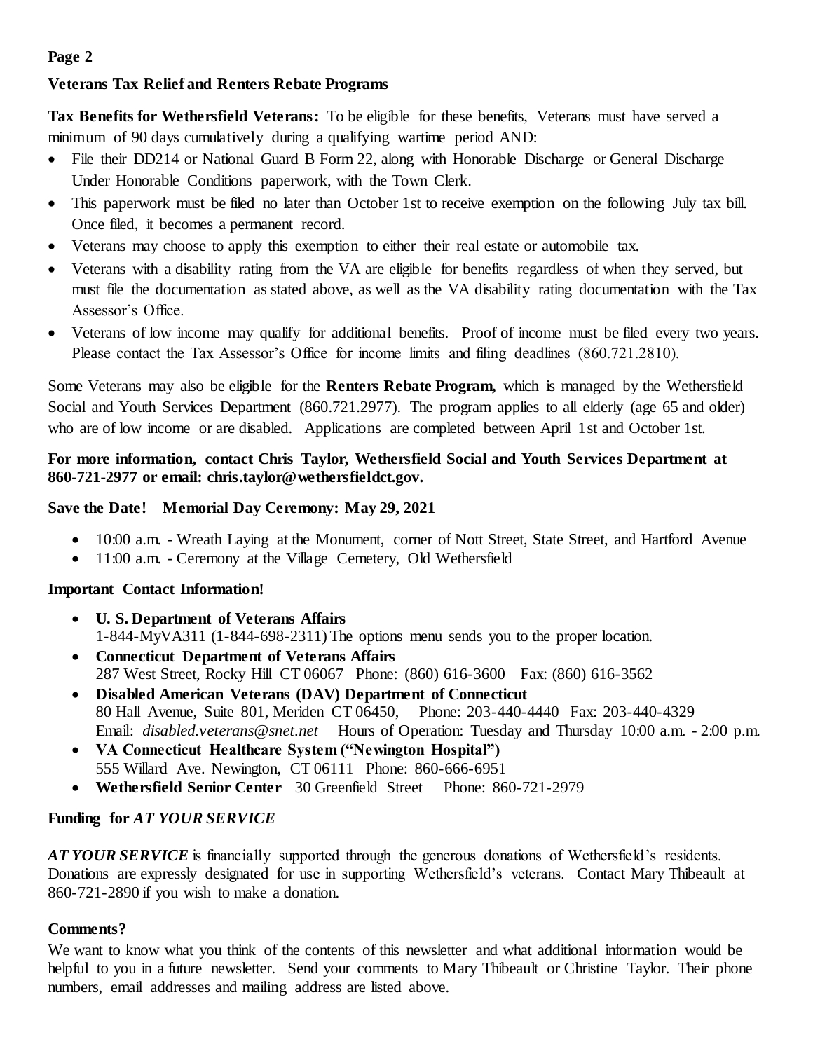**Page 2**

## Veterans Tax Relief and Renters Rebate Programs

**Tax Benefits for Wethersfield Veterans:** To be eligible for these benefits, Veterans must have served a minimum of 90 days cumulatively during a qualifying wartime period AND:

- File their DD214 or National Guard B Form 22, along with Honorable Discharge or General Discharge Under Honorable Conditions paperwork, with the Town Clerk.
- This paperwork must be filed no later than October 1st to receive exemption on the following July tax bill. Once filed, it becomes a permanent record.
- Veterans may choose to apply this exemption to either their real estate or automobile tax.
- Veterans with a disability rating from the VA are eligible for benefits regardless of when they served, but must file the documentation as stated above, as well as the VA disability rating documentation with the Tax Assessor's Office.
- Veterans of low income may qualify for additional benefits. Proof of income must be filed every two years. Please contact the Tax Assessor's Office for income limits and filing deadlines (860.721.2810).

Some Veterans may also be eligible for the **Renters Rebate Program,** which is managed by the Wethersfield Social and Youth Services Department (860.721.2977). The program applies to all elderly (age 65 and older) who are of low income or are disabled. Applications are completed between April 1st and October 1st.

**For more information, contact Chris Taylor, Wethersfield Social and Youth Services Department at 860-721-2977 or email: chris.taylor@wethersfieldct.gov.**

## Save the Date! Memorial Day Ceremony: May 29, 2021

- 10:00 a.m. - Wreath Laying at the Monument, corner of Nott Street, State Street, and Hartford Avenue
- 11:00 a.m. - Ceremony at the Village Cemetery, Old Wethersfield

## Important Contact Information!

- **U. S. Department of Veterans Affairs**
  1-844-MyVA311 (1-844-698-2311) The options menu sends you to the proper location.
- **Connecticut Department of Veterans Affairs**
  287 West Street, Rocky Hill CT 06067 Phone: (860) 616-3600 Fax: (860) 616-3562
- **Disabled American Veterans (DAV) Department of Connecticut**
  80 Hall Avenue, Suite 801, Meriden CT 06450, Phone: 203-440-4440 Fax: 203-440-4329
  Email: *disabled.veterans@snet.net* Hours of Operation: Tuesday and Thursday 10:00 a.m. - 2:00 p.m.
- **VA Connecticut Healthcare System ("Newington Hospital")**
  555 Willard Ave. Newington, CT 06111 Phone: 860-666-6951
- **Wethersfield Senior Center** 30 Greenfield Street Phone: 860-721-2979

## Funding for *AT YOUR SERVICE*

***AT YOUR SERVICE*** is financially supported through the generous donations of Wethersfield's residents. Donations are expressly designated for use in supporting Wethersfield's veterans. Contact Mary Thibeault at 860-721-2890 if you wish to make a donation.

## Comments?

We want to know what you think of the contents of this newsletter and what additional information would be helpful to you in a future newsletter. Send your comments to Mary Thibeault or Christine Taylor. Their phone numbers, email addresses and mailing address are listed above.